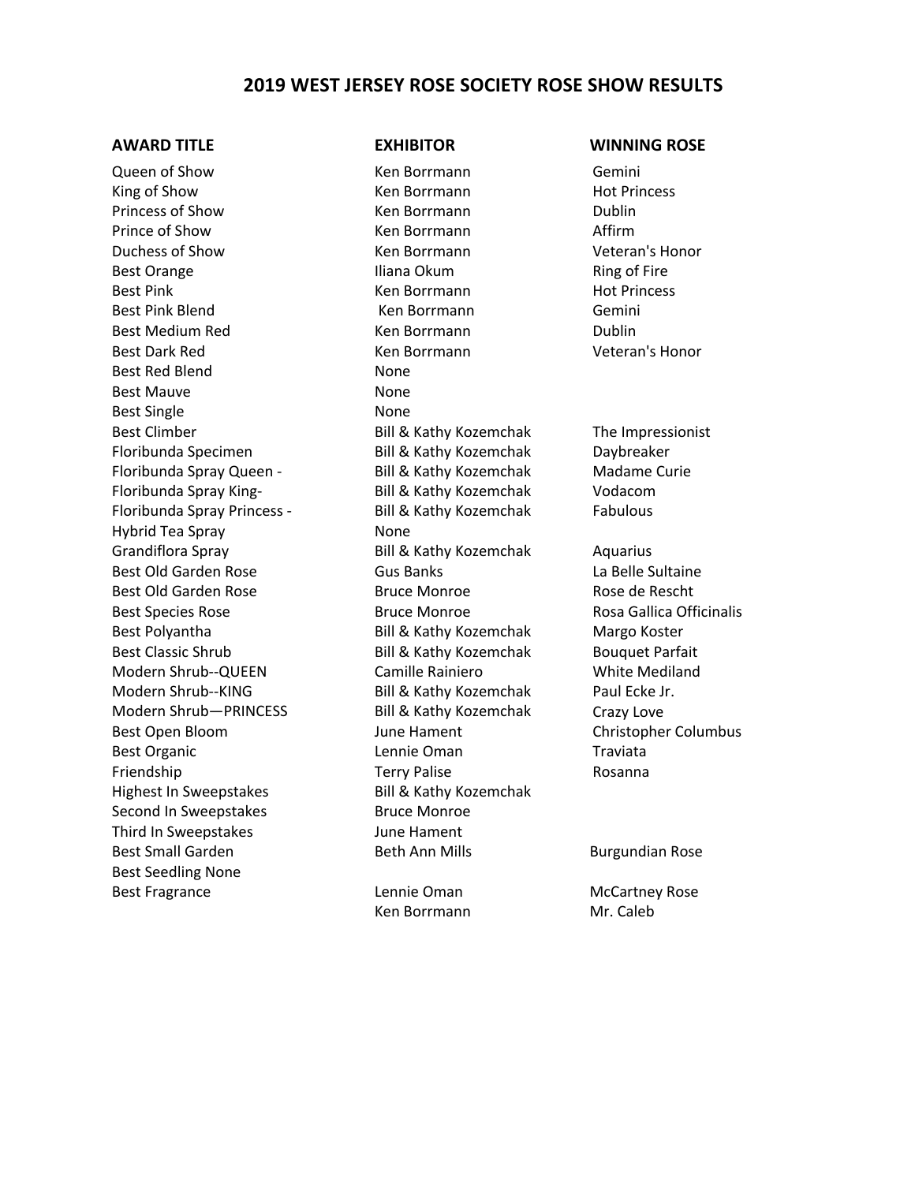# 2019 WEST JERSEY ROSE SOCIETY ROSE SHOW RESULTS

| AWARD TITLE | EXHIBITOR | WINNING ROSE |
|---|---|---|
| Queen of Show | Ken Borrmann | Gemini |
| King of Show | Ken Borrmann | Hot Princess |
| Princess of Show | Ken Borrmann | Dublin |
| Prince of Show | Ken Borrmann | Affirm |
| Duchess of Show | Ken Borrmann | Veteran's Honor |
| Best Orange | Iliana Okum | Ring of Fire |
| Best Pink | Ken Borrmann | Hot Princess |
| Best Pink Blend | Ken Borrmann | Gemini |
| Best Medium Red | Ken Borrmann | Dublin |
| Best Dark Red | Ken Borrmann | Veteran's Honor |
| Best Red Blend | None | |
| Best Mauve | None | |
| Best Single | None | |
| Best Climber | Bill & Kathy Kozemchak | The Impressionist |
| Floribunda Specimen | Bill & Kathy Kozemchak | Daybreaker |
| Floribunda Spray Queen - | Bill & Kathy Kozemchak | Madame Curie |
| Floribunda Spray King- | Bill & Kathy Kozemchak | Vodacom |
| Floribunda Spray Princess - | Bill & Kathy Kozemchak | Fabulous |
| Hybrid Tea Spray | None | |
| Grandiflora Spray | Bill & Kathy Kozemchak | Aquarius |
| Best Old Garden Rose | Gus Banks | La Belle Sultaine |
| Best Old Garden Rose | Bruce Monroe | Rose de Rescht |
| Best Species Rose | Bruce Monroe | Rosa Gallica Officinalis |
| Best Polyantha | Bill & Kathy Kozemchak | Margo Koster |
| Best Classic Shrub | Bill & Kathy Kozemchak | Bouquet Parfait |
| Modern Shrub--QUEEN | Camille Rainiero | White Mediland |
| Modern Shrub--KING | Bill & Kathy Kozemchak | Paul Ecke Jr. |
| Modern Shrub—PRINCESS | Bill & Kathy Kozemchak | Crazy Love |
| Best Open Bloom | June Hament | Christopher Columbus |
| Best Organic | Lennie Oman | Traviata |
| Friendship | Terry Palise | Rosanna |
| Highest In Sweepstakes | Bill & Kathy Kozemchak | |
| Second In Sweepstakes | Bruce Monroe | |
| Third In Sweepstakes | June Hament | |
| Best Small Garden | Beth Ann Mills | Burgundian Rose |
| Best Seedling None | | |
| Best Fragrance | Lennie Oman | McCartney Rose |
| | Ken Borrmann | Mr. Caleb |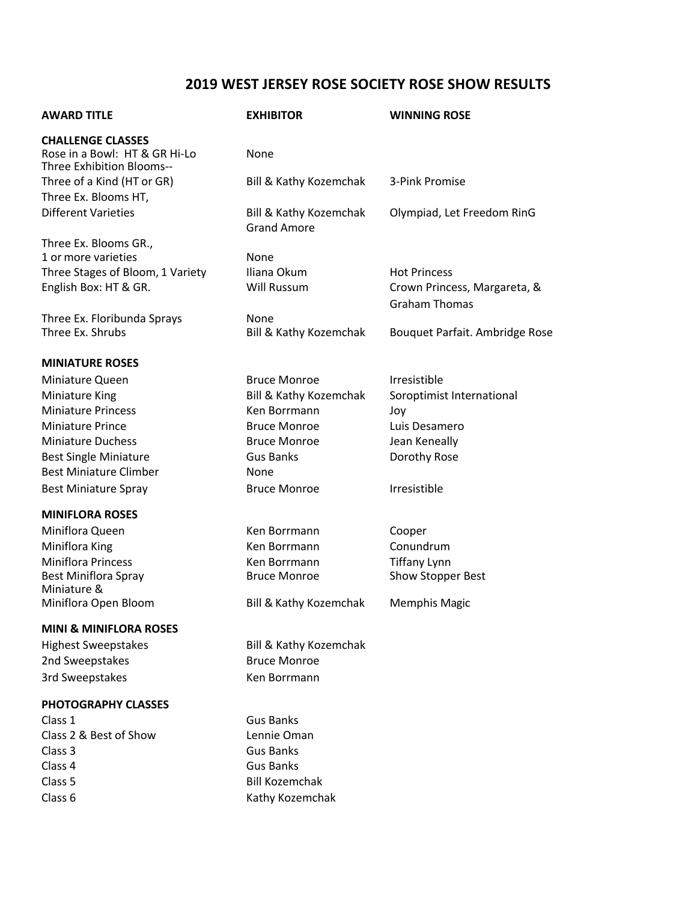# 2019 WEST JERSEY ROSE SOCIETY ROSE SHOW RESULTS

| AWARD TITLE | EXHIBITOR | WINNING ROSE |
|---|---|---|
| **CHALLENGE CLASSES** | | |
| Rose in a Bowl: HT & GR Hi-Lo | None | |
| Three Exhibition Blooms-- Three of a Kind (HT or GR) | Bill & Kathy Kozemchak | 3-Pink Promise |
| Three Ex. Blooms HT, Different Varieties | Bill & Kathy Kozemchak | Olympiad, Let Freedom RinG Grand Amore |
| Three Ex. Blooms GR., 1 or more varieties | None | |
| Three Stages of Bloom, 1 Variety | Iliana Okum | Hot Princess |
| English Box: HT & GR. | Will Russum | Crown Princess, Margareta, & Graham Thomas |
| Three Ex. Floribunda Sprays | None | |
| Three Ex. Shrubs | Bill & Kathy Kozemchak | Bouquet Parfait. Ambridge Rose |
| **MINIATURE ROSES** | | |
| Miniature Queen | Bruce Monroe | Irresistible |
| Miniature King | Bill & Kathy Kozemchak | Soroptimist International |
| Miniature Princess | Ken Borrmann | Joy |
| Miniature Prince | Bruce Monroe | Luis Desamero |
| Miniature Duchess | Bruce Monroe | Jean Keneally |
| Best Single Miniature | Gus Banks | Dorothy Rose |
| Best Miniature Climber | None | |
| Best Miniature Spray | Bruce Monroe | Irresistible |
| **MINIFLORA ROSES** | | |
| Miniflora Queen | Ken Borrmann | Cooper |
| Miniflora King | Ken Borrmann | Conundrum |
| Miniflora Princess | Ken Borrmann | Tiffany Lynn |
| Best Miniflora Spray | Bruce Monroe | Show Stopper Best |
| Miniature & Miniflora Open Bloom | Bill & Kathy Kozemchak | Memphis Magic |
| **MINI & MINIFLORA ROSES** | | |
| Highest Sweepstakes | Bill & Kathy Kozemchak | |
| 2nd Sweepstakes | Bruce Monroe | |
| 3rd Sweepstakes | Ken Borrmann | |
| **PHOTOGRAPHY CLASSES** | | |
| Class 1 | Gus Banks | |
| Class 2 & Best of Show | Lennie Oman | |
| Class 3 | Gus Banks | |
| Class 4 | Gus Banks | |
| Class 5 | Bill Kozemchak | |
| Class 6 | Kathy Kozemchak | |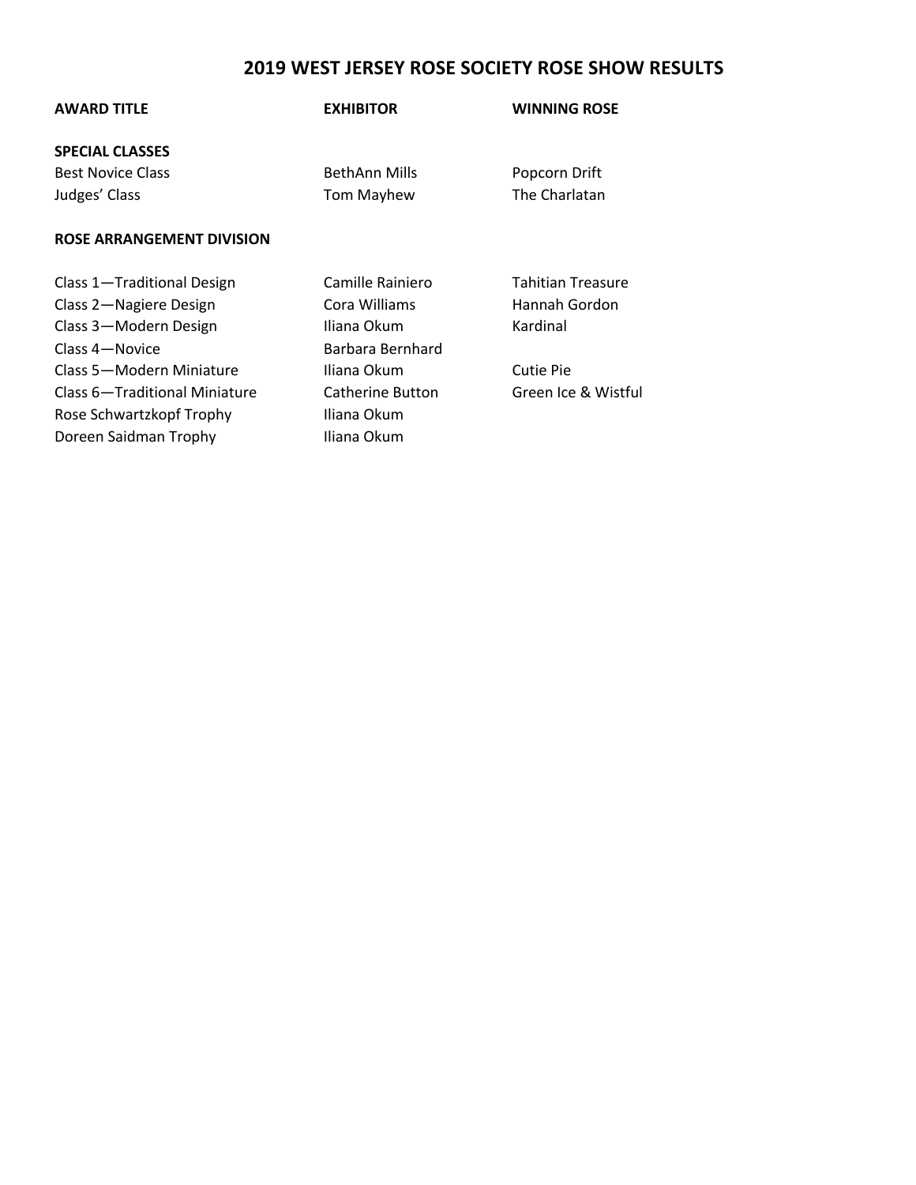# 2019 WEST JERSEY ROSE SOCIETY ROSE SHOW RESULTS

| AWARD TITLE | EXHIBITOR | WINNING ROSE |
|---|---|---|
| **SPECIAL CLASSES** | | |
| Best Novice Class | BethAnn Mills | Popcorn Drift |
| Judges' Class | Tom Mayhew | The Charlatan |
| **ROSE ARRANGEMENT DIVISION** | | |
| Class 1—Traditional Design | Camille Rainiero | Tahitian Treasure |
| Class 2—Nagiere Design | Cora Williams | Hannah Gordon |
| Class 3—Modern Design | Iliana Okum | Kardinal |
| Class 4—Novice | Barbara Bernhard | |
| Class 5—Modern Miniature | Iliana Okum | Cutie Pie |
| Class 6—Traditional Miniature | Catherine Button | Green Ice & Wistful |
| Rose Schwartzkopf Trophy | Iliana Okum | |
| Doreen Saidman Trophy | Iliana Okum | |